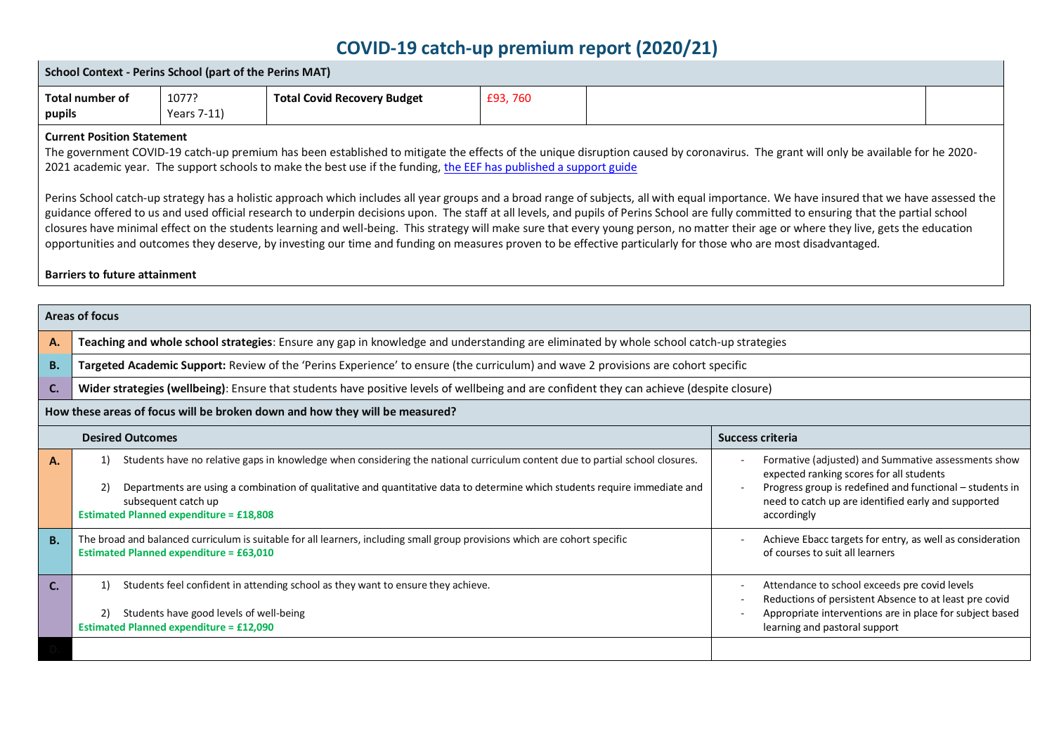# COVID-19 catch-up premium report (2020/21)

| School Context - Perins School (part of the Perins MAT) | | | | | |
|---|---|---|---|---|---|
| **Total number of pupils** | 1077? Years 7-11) | **Total Covid Recovery Budget** | £93, 760 | | |

**Current Position Statement**

The government COVID-19 catch-up premium has been established to mitigate the effects of the unique disruption caused by coronavirus. The grant will only be available for he 2020-2021 academic year. The support schools to make the best use if the funding, [the EEF has published a support guide]

Perins School catch-up strategy has a holistic approach which includes all year groups and a broad range of subjects, all with equal importance. We have insured that we have assessed the guidance offered to us and used official research to underpin decisions upon. The staff at all levels, and pupils of Perins School are fully committed to ensuring that the partial school closures have minimal effect on the students learning and well-being. This strategy will make sure that every young person, no matter their age or where they live, gets the education opportunities and outcomes they deserve, by investing our time and funding on measures proven to be effective particularly for those who are most disadvantaged.

**Barriers to future attainment**

| **Areas of focus** | |
|---|---|
| **A.** | **Teaching and whole school strategies**: Ensure any gap in knowledge and understanding are eliminated by whole school catch-up strategies |
| **B.** | **Targeted Academic Support:** Review of the 'Perins Experience' to ensure (the curriculum) and wave 2 provisions are cohort specific |
| **C.** | **Wider strategies (wellbeing)**: Ensure that students have positive levels of wellbeing and are confident they can achieve (despite closure) |

**How these areas of focus will be broken down and how they will be measured?**

| | **Desired Outcomes** | **Success criteria** |
|---|---|---|
| **A.** | 1) Students have no relative gaps in knowledge when considering the national curriculum content due to partial school closures.<br>2) Departments are using a combination of qualitative and quantitative data to determine which students require immediate and subsequent catch up<br>**Estimated Planned expenditure = £18,808** | - Formative (adjusted) and Summative assessments show expected ranking scores for all students<br>- Progress group is redefined and functional – students in need to catch up are identified early and supported accordingly |
| **B.** | The broad and balanced curriculum is suitable for all learners, including small group provisions which are cohort specific<br>**Estimated Planned expenditure = £63,010** | - Achieve Ebacc targets for entry, as well as consideration of courses to suit all learners |
| **C.** | 1) Students feel confident in attending school as they want to ensure they achieve.<br>2) Students have good levels of well-being<br>**Estimated Planned expenditure = £12,090** | - Attendance to school exceeds pre covid levels<br>- Reductions of persistent Absence to at least pre covid<br>- Appropriate interventions are in place for subject based learning and pastoral support |
| **D.** | | |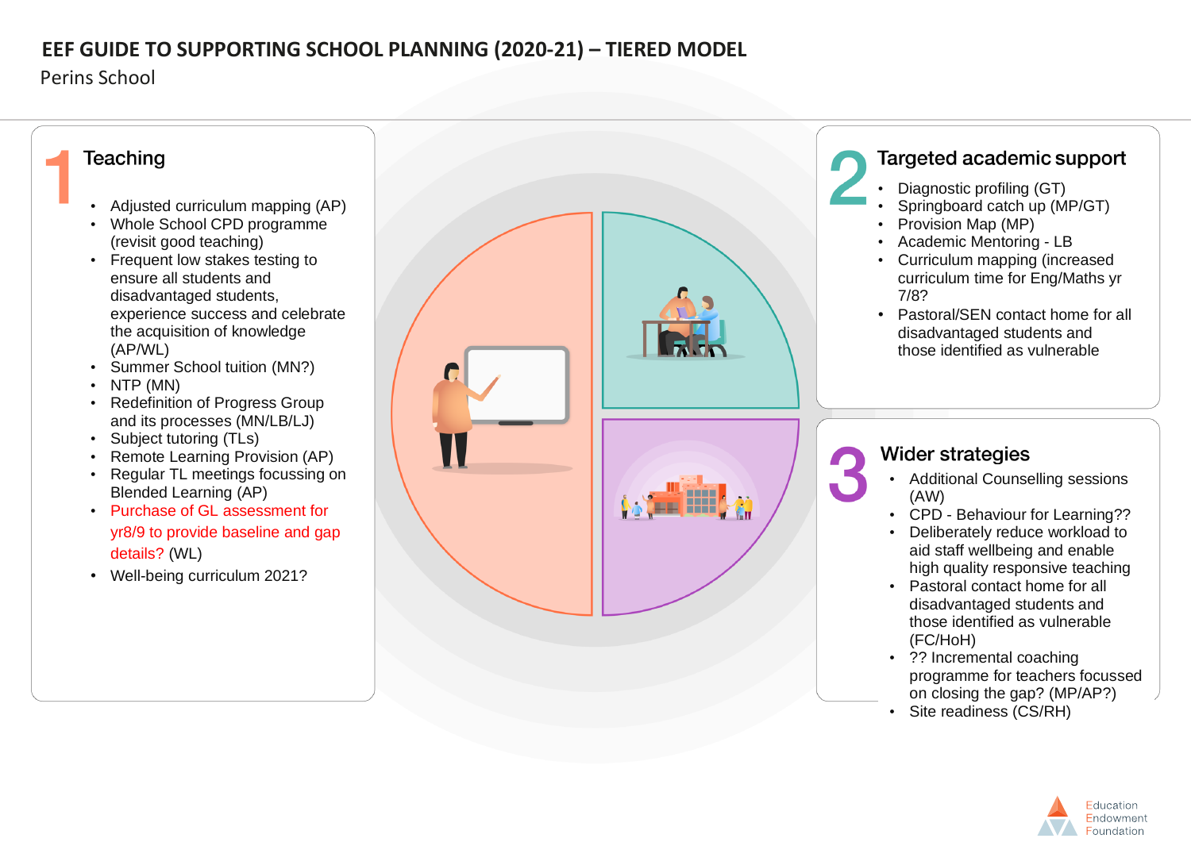# EEF GUIDE TO SUPPORTING SCHOOL PLANNING (2020-21) – TIERED MODEL

Perins School

## 1 Teaching

- Adjusted curriculum mapping (AP)
- Whole School CPD programme (revisit good teaching)
- Frequent low stakes testing to ensure all students and disadvantaged students, experience success and celebrate the acquisition of knowledge (AP/WL)
- Summer School tuition (MN?)
- NTP (MN)
- Redefinition of Progress Group and its processes (MN/LB/LJ)
- Subject tutoring (TLs)
- Remote Learning Provision (AP)
- Regular TL meetings focussing on Blended Learning (AP)
- Purchase of GL assessment for yr8/9 to provide baseline and gap details? (WL)
- Well-being curriculum 2021?

## 2 Targeted academic support

- Diagnostic profiling (GT)
- Springboard catch up (MP/GT)
- Provision Map (MP)
- Academic Mentoring - LB
- Curriculum mapping (increased curriculum time for Eng/Maths yr 7/8?
- Pastoral/SEN contact home for all disadvantaged students and those identified as vulnerable

## 3 Wider strategies

- Additional Counselling sessions (AW)
- CPD - Behaviour for Learning??
- Deliberately reduce workload to aid staff wellbeing and enable high quality responsive teaching
- Pastoral contact home for all disadvantaged students and those identified as vulnerable (FC/HoH)
- ?? Incremental coaching programme for teachers focussed on closing the gap? (MP/AP?)
- Site readiness (CS/RH)

Education Endowment Foundation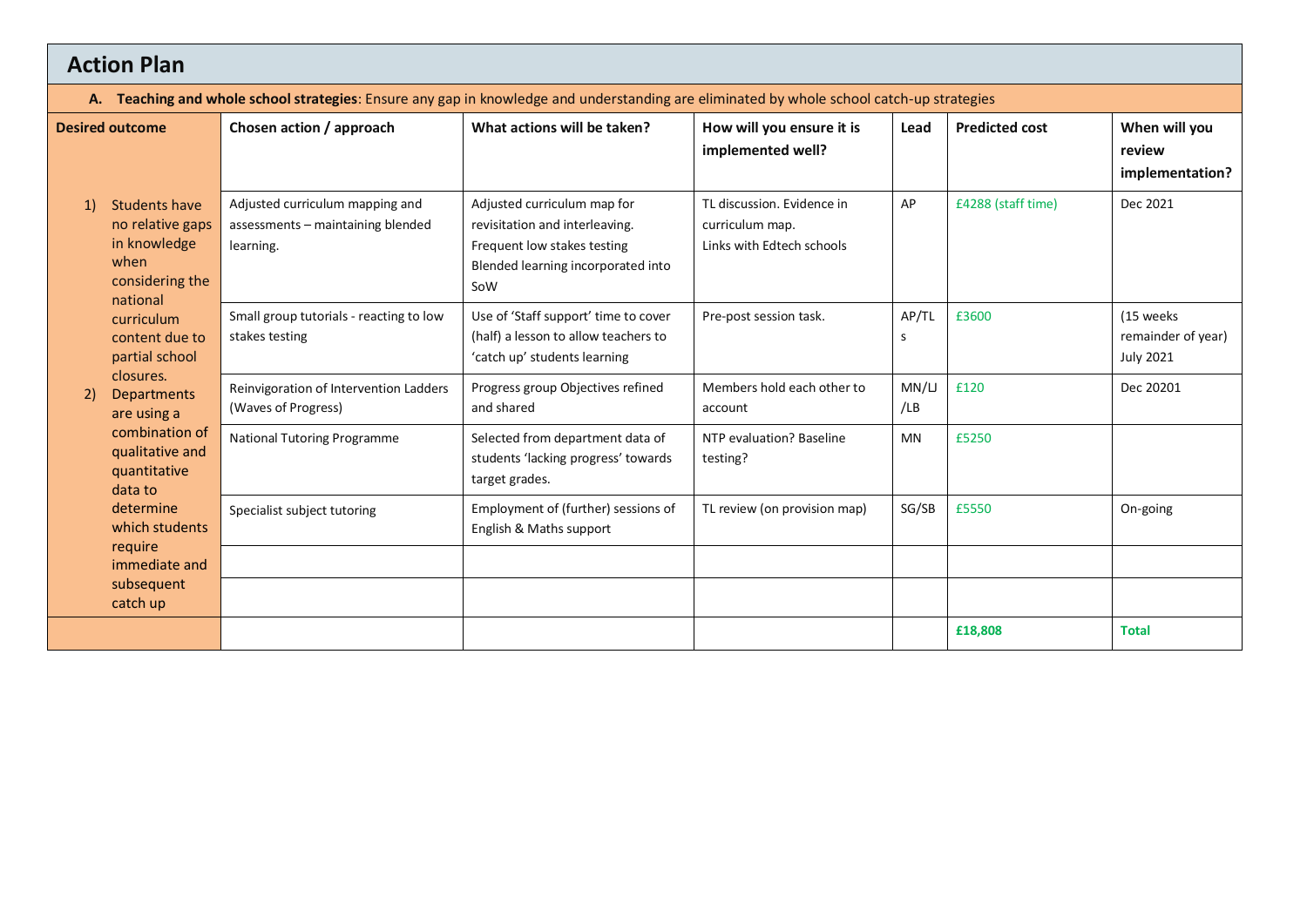## Action Plan

**A. Teaching and whole school strategies**: Ensure any gap in knowledge and understanding are eliminated by whole school catch-up strategies

| Desired outcome | Chosen action / approach | What actions will be taken? | How will you ensure it is implemented well? | Lead | Predicted cost | When will you review implementation? |
|---|---|---|---|---|---|---|
| 1) Students have no relative gaps in knowledge when considering the national curriculum content due to partial school closures.<br>2) Departments are using a combination of qualitative and quantitative data to determine which students require immediate and subsequent catch up | Adjusted curriculum mapping and assessments – maintaining blended learning. | Adjusted curriculum map for revisitation and interleaving.<br>Frequent low stakes testing<br>Blended learning incorporated into SoW | TL discussion. Evidence in curriculum map.<br>Links with Edtech schools | AP | £4288 (staff time) | Dec 2021 |
| | Small group tutorials - reacting to low stakes testing | Use of 'Staff support' time to cover (half) a lesson to allow teachers to 'catch up' students learning | Pre-post session task. | AP/TLs | £3600 | (15 weeks remainder of year) July 2021 |
| | Reinvigoration of Intervention Ladders (Waves of Progress) | Progress group Objectives refined and shared | Members hold each other to account | MN/LJ/LB | £120 | Dec 20201 |
| | National Tutoring Programme | Selected from department data of students 'lacking progress' towards target grades. | NTP evaluation? Baseline testing? | MN | £5250 | |
| | Specialist subject tutoring | Employment of (further) sessions of English & Maths support | TL review (on provision map) | SG/SB | £5550 | On-going |
| | | | | | | |
| | | | | | | |
| | | | | | **£18,808** | **Total** |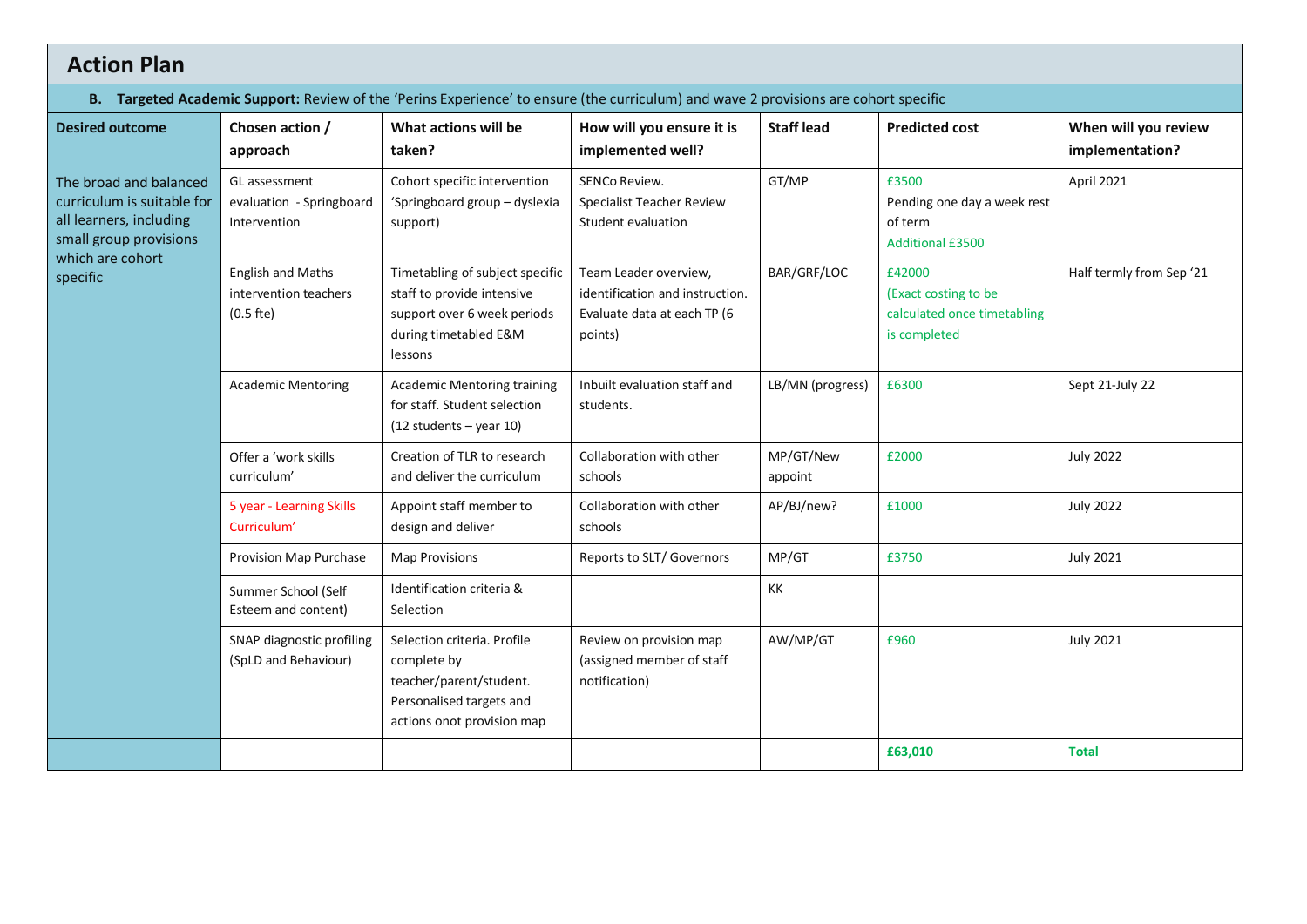# Action Plan

**B. Targeted Academic Support:** Review of the 'Perins Experience' to ensure (the curriculum) and wave 2 provisions are cohort specific

| Desired outcome | Chosen action / approach | What actions will be taken? | How will you ensure it is implemented well? | Staff lead | Predicted cost | When will you review implementation? |
|---|---|---|---|---|---|---|
| The broad and balanced curriculum is suitable for all learners, including small group provisions which are cohort specific | GL assessment evaluation - Springboard Intervention | Cohort specific intervention 'Springboard group – dyslexia support) | SENCo Review.<br>Specialist Teacher Review<br>Student evaluation | GT/MP | £3500<br>Pending one day a week rest of term<br>Additional £3500 | April 2021 |
| | English and Maths intervention teachers (0.5 fte) | Timetabling of subject specific staff to provide intensive support over 6 week periods during timetabled E&M lessons | Team Leader overview, identification and instruction. Evaluate data at each TP (6 points) | BAR/GRF/LOC | £42000<br>(Exact costing to be calculated once timetabling is completed | Half termly from Sep '21 |
| | Academic Mentoring | Academic Mentoring training for staff. Student selection (12 students – year 10) | Inbuilt evaluation staff and students. | LB/MN (progress) | £6300 | Sept 21-July 22 |
| | Offer a 'work skills curriculum' | Creation of TLR to research and deliver the curriculum | Collaboration with other schools | MP/GT/New appoint | £2000 | July 2022 |
| | 5 year - Learning Skills Curriculum' | Appoint staff member to design and deliver | Collaboration with other schools | AP/BJ/new? | £1000 | July 2022 |
| | Provision Map Purchase | Map Provisions | Reports to SLT/ Governors | MP/GT | £3750 | July 2021 |
| | Summer School (Self Esteem and content) | Identification criteria & Selection | | KK | | |
| | SNAP diagnostic profiling (SpLD and Behaviour) | Selection criteria. Profile complete by teacher/parent/student. Personalised targets and actions onot provision map | Review on provision map (assigned member of staff notification) | AW/MP/GT | £960 | July 2021 |
| | | | | | **£63,010** | **Total** |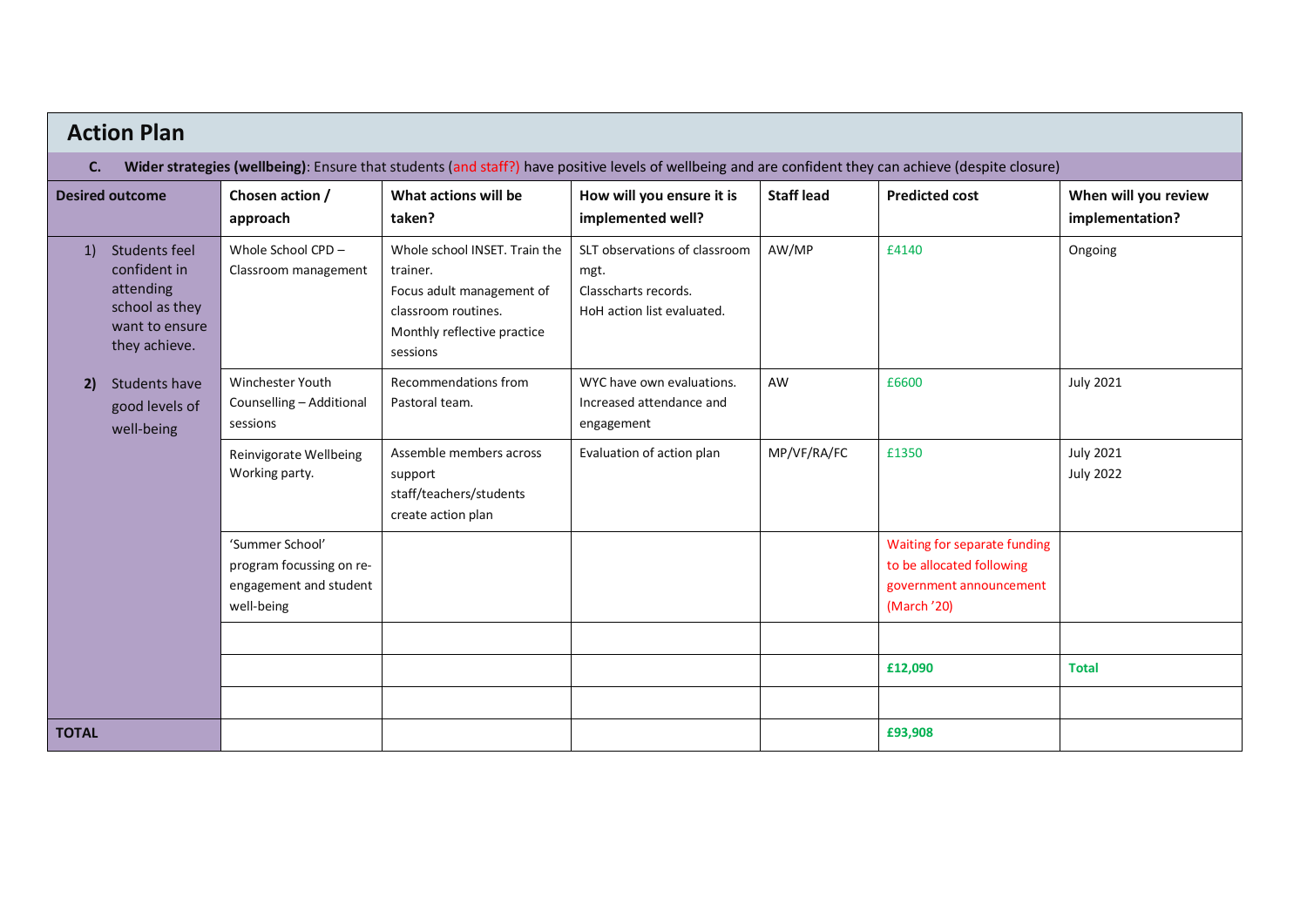## Action Plan

**C. Wider strategies (wellbeing)**: Ensure that students (and staff?) have positive levels of wellbeing and are confident they can achieve (despite closure)

| Desired outcome | Chosen action / approach | What actions will be taken? | How will you ensure it is implemented well? | Staff lead | Predicted cost | When will you review implementation? |
|---|---|---|---|---|---|---|
| 1) Students feel confident in attending school as they want to ensure they achieve.<br><br>2) Students have good levels of well-being | Whole School CPD – Classroom management | Whole school INSET. Train the trainer.<br>Focus adult management of classroom routines.<br>Monthly reflective practice sessions | SLT observations of classroom mgt.<br>Classcharts records.<br>HoH action list evaluated. | AW/MP | £4140 | Ongoing |
| | Winchester Youth Counselling – Additional sessions | Recommendations from Pastoral team. | WYC have own evaluations.<br>Increased attendance and engagement | AW | £6600 | July 2021 |
| | Reinvigorate Wellbeing Working party. | Assemble members across support staff/teachers/students create action plan | Evaluation of action plan | MP/VF/RA/FC | £1350 | July 2021<br>July 2022 |
| | 'Summer School' program focussing on re-engagement and student well-being | | | | Waiting for separate funding to be allocated following government announcement (March '20) | |
| | | | | | | |
| | | | | | **£12,090** | **Total** |
| | | | | | | |
| **TOTAL** | | | | | **£93,908** | |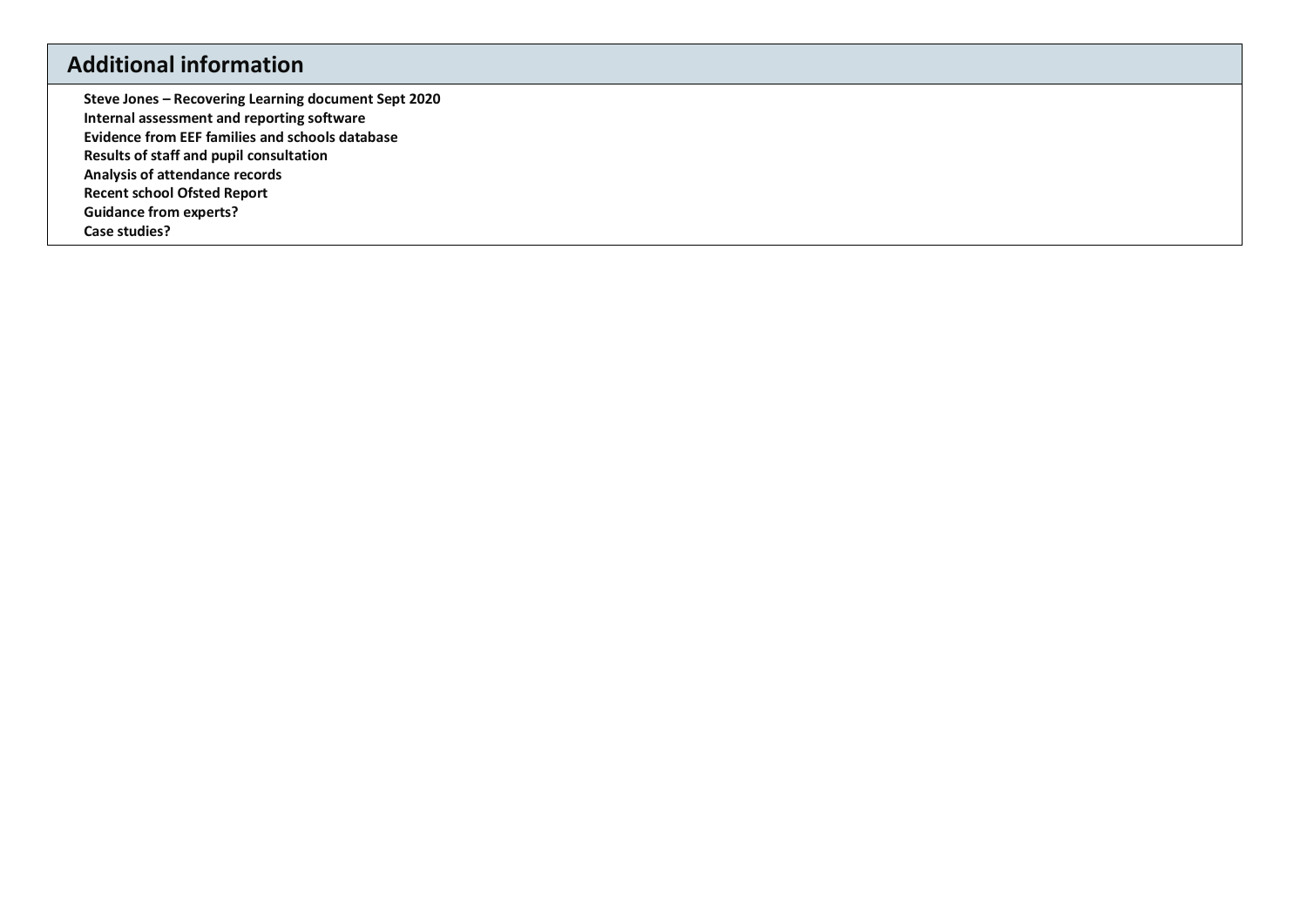## Additional information

**Steve Jones – Recovering Learning document Sept 2020**
**Internal assessment and reporting software**
**Evidence from EEF families and schools database**
**Results of staff and pupil consultation**
**Analysis of attendance records**
**Recent school Ofsted Report**
**Guidance from experts?**
**Case studies?**